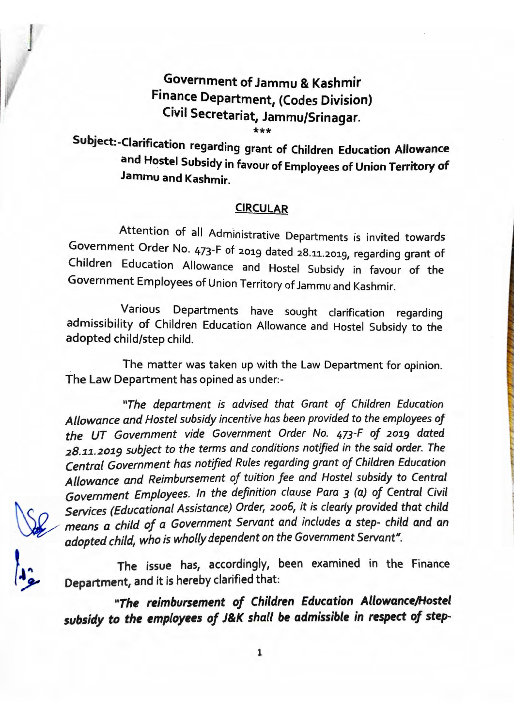# Government of Jammu & Kashmir
## Finance Department, (Codes Division)
## Civil Secretariat, Jammu/Srinagar.

\*\*\*

**Subject:-Clarification regarding grant of Children Education Allowance and Hostel Subsidy in favour of Employees of Union Territory of Jammu and Kashmir.**

**CIRCULAR**

Attention of all Administrative Departments is invited towards Government Order No. 473-F of 2019 dated 28.11.2019, regarding grant of Children Education Allowance and Hostel Subsidy in favour of the Government Employees of Union Territory of Jammu and Kashmir.

Various Departments have sought clarification regarding admissibility of Children Education Allowance and Hostel Subsidy to the adopted child/step child.

The matter was taken up with the Law Department for opinion. The Law Department has opined as under:-

*"The department is advised that Grant of Children Education Allowance and Hostel subsidy incentive has been provided to the employees of the UT Government vide Government Order No. 473-F of 2019 dated 28.11.2019 subject to the terms and conditions notified in the said order. The Central Government has notified Rules regarding grant of Children Education Allowance and Reimbursement of tuition fee and Hostel subsidy to Central Government Employees. In the definition clause Para 3 (a) of Central Civil Services (Educational Assistance) Order, 2006, it is clearly provided that child means a child of a Government Servant and includes a step- child and an adopted child, who is wholly dependent on the Government Servant".*

The issue has, accordingly, been examined in the Finance Department, and it is hereby clarified that:

***"The reimbursement of Children Education Allowance/Hostel subsidy to the employees of J&K shall be admissible in respect of step-***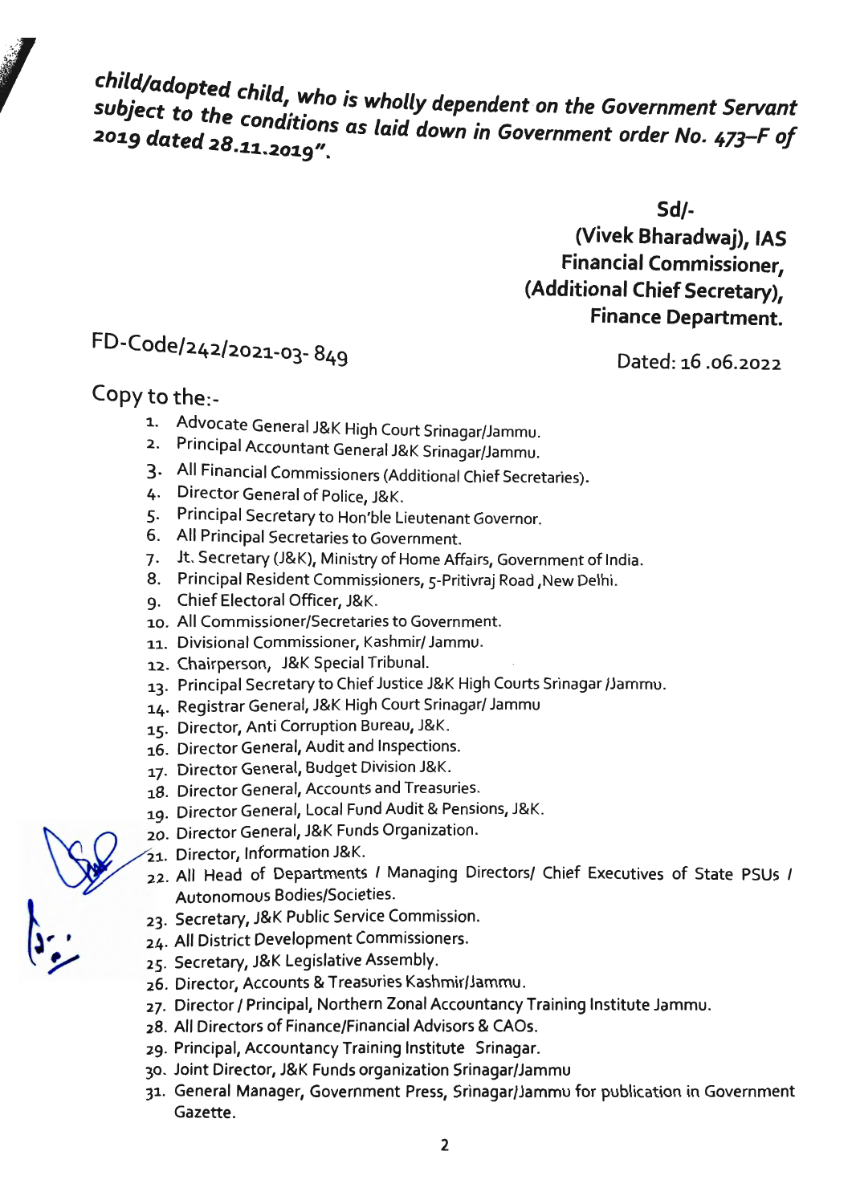***child/adopted child, who is wholly dependent on the Government Servant subject to the conditions as laid down in Government order No. 473–F of 2019 dated 28.11.2019".***

**Sd/-**
**(Vivek Bharadwaj), IAS**
**Financial Commissioner,**
**(Additional Chief Secretary),**
**Finance Department.**

FD-Code/242/2021-03- 849

Dated: 16 .06.2022

Copy to the:-

1. Advocate General J&K High Court Srinagar/Jammu.
2. Principal Accountant General J&K Srinagar/Jammu.
3. All Financial Commissioners (Additional Chief Secretaries).
4. Director General of Police, J&K.
5. Principal Secretary to Hon'ble Lieutenant Governor.
6. All Principal Secretaries to Government.
7. Jt. Secretary (J&K), Ministry of Home Affairs, Government of India.
8. Principal Resident Commissioners, 5-Pritivraj Road ,New Delhi.
9. Chief Electoral Officer, J&K.
10. All Commissioner/Secretaries to Government.
11. Divisional Commissioner, Kashmir/ Jammu.
12. Chairperson, J&K Special Tribunal.
13. Principal Secretary to Chief Justice J&K High Courts Srinagar /Jammu.
14. Registrar General, J&K High Court Srinagar/ Jammu
15. Director, Anti Corruption Bureau, J&K.
16. Director General, Audit and Inspections.
17. Director General, Budget Division J&K.
18. Director General, Accounts and Treasuries.
19. Director General, Local Fund Audit & Pensions, J&K.
20. Director General, J&K Funds Organization.
21. Director, Information J&K.
22. All Head of Departments / Managing Directors/ Chief Executives of State PSUs / Autonomous Bodies/Societies.
23. Secretary, J&K Public Service Commission.
24. All District Development Commissioners.
25. Secretary, J&K Legislative Assembly.
26. Director, Accounts & Treasuries Kashmir/Jammu.
27. Director / Principal, Northern Zonal Accountancy Training Institute Jammu.
28. All Directors of Finance/Financial Advisors & CAOs.
29. Principal, Accountancy Training Institute Srinagar.
30. Joint Director, J&K Funds organization Srinagar/Jammu
31. General Manager, Government Press, Srinagar/Jammu for publication in Government Gazette.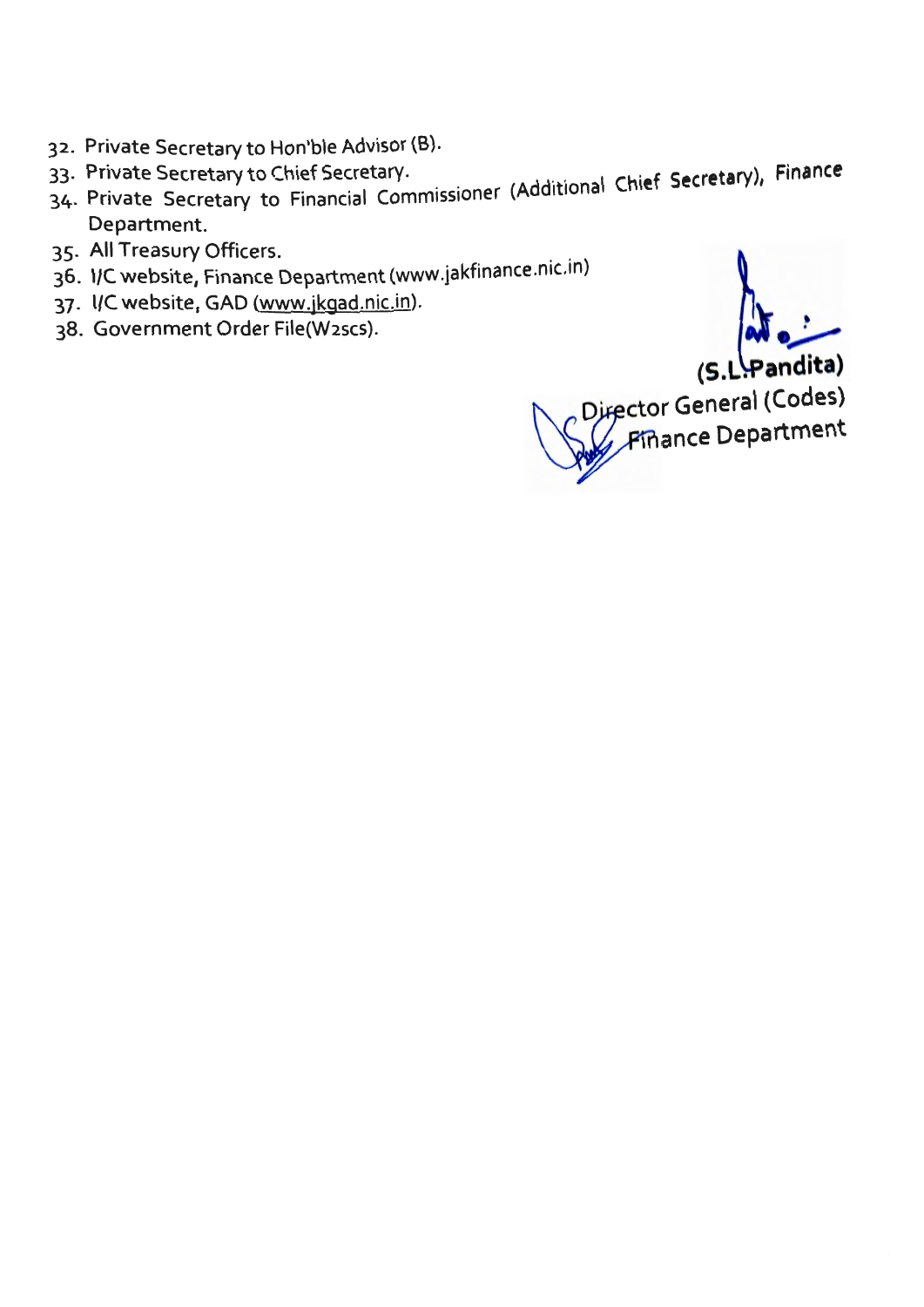32. Private Secretary to Hon'ble Advisor (B).
33. Private Secretary to Chief Secretary.
34. Private Secretary to Financial Commissioner (Additional Chief Secretary), Finance Department.
35. All Treasury Officers.
36. I/C website, Finance Department (www.jakfinance.nic.in)
37. I/C website, GAD (www.jkgad.nic.in).
38. Government Order File(W2scs).

**(S.L.Pandita)**
Director General (Codes)
Finance Department